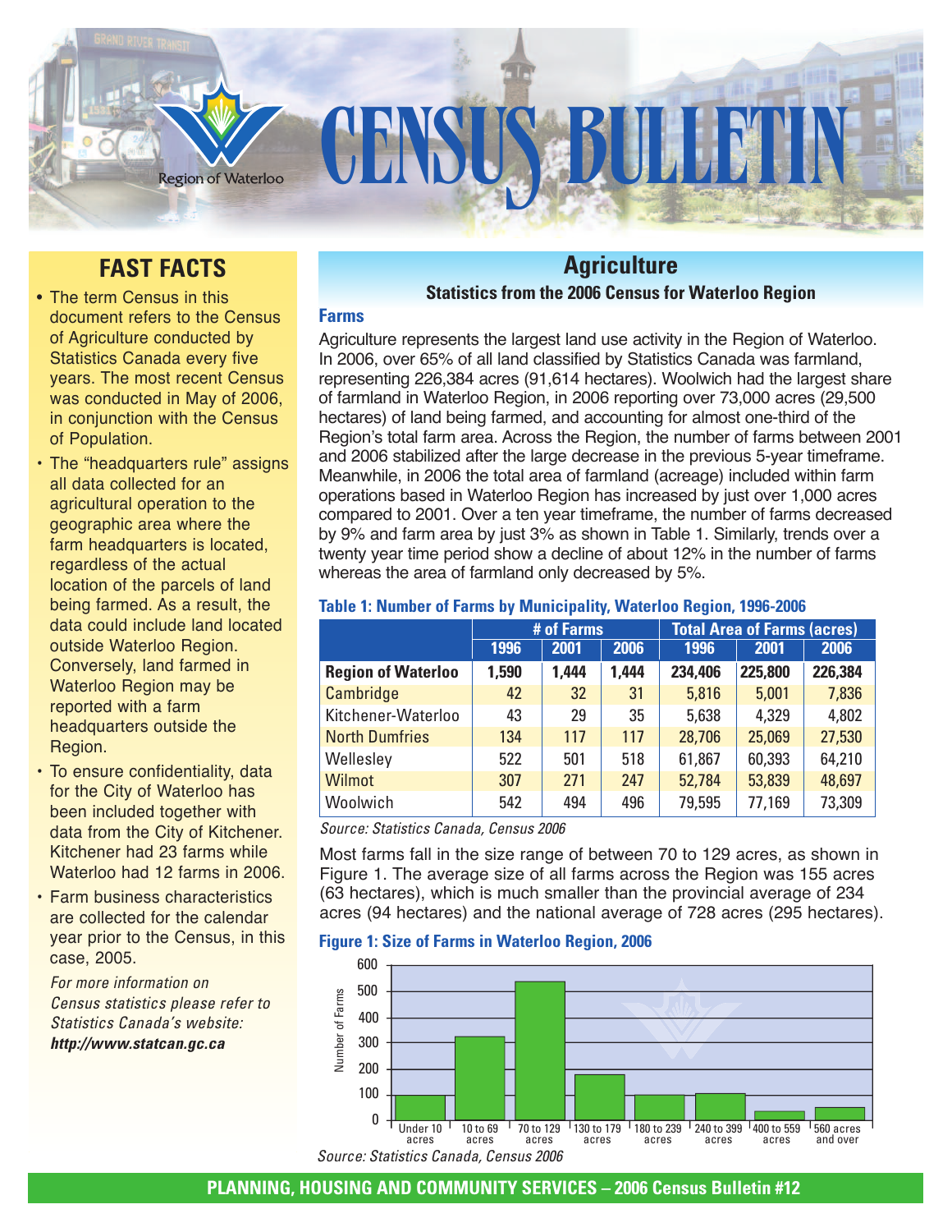# CENSUS BULLETIN

Region of Waterloo

## FAST FACTS

- The term Census in this document refers to the Census of Agriculture conducted by Statistics Canada every five years. The most recent Census was conducted in May of 2006, in conjunction with the Census of Population.
- The "headquarters rule" assigns all data collected for an agricultural operation to the geographic area where the farm headquarters is located, regardless of the actual location of the parcels of land being farmed. As a result, the data could include land located outside Waterloo Region. Conversely, land farmed in Waterloo Region may be reported with a farm headquarters outside the Region.
- To ensure confidentiality, data for the City of Waterloo has been included together with data from the City of Kitchener. Kitchener had 23 farms while Waterloo had 12 farms in 2006.
- Farm business characteristics are collected for the calendar year prior to the Census, in this case, 2005.

*For more information on Census statistics please refer to Statistics Canada's website:* ***http://www.statcan.gc.ca***

## Agriculture

**Statistics from the 2006 Census for Waterloo Region**

### Farms

Agriculture represents the largest land use activity in the Region of Waterloo. In 2006, over 65% of all land classified by Statistics Canada was farmland, representing 226,384 acres (91,614 hectares). Woolwich had the largest share of farmland in Waterloo Region, in 2006 reporting over 73,000 acres (29,500 hectares) of land being farmed, and accounting for almost one-third of the Region's total farm area. Across the Region, the number of farms between 2001 and 2006 stabilized after the large decrease in the previous 5-year timeframe. Meanwhile, in 2006 the total area of farmland (acreage) included within farm operations based in Waterloo Region has increased by just over 1,000 acres compared to 2001. Over a ten year timeframe, the number of farms decreased by 9% and farm area by just 3% as shown in Table 1. Similarly, trends over a twenty year time period show a decline of about 12% in the number of farms whereas the area of farmland only decreased by 5%.

**Table 1: Number of Farms by Municipality, Waterloo Region, 1996-2006**

| | # of Farms | | | Total Area of Farms (acres) | | |
|---|---|---|---|---|---|---|
| | 1996 | 2001 | 2006 | 1996 | 2001 | 2006 |
| **Region of Waterloo** | **1,590** | **1,444** | **1,444** | **234,406** | **225,800** | **226,384** |
| Cambridge | 42 | 32 | 31 | 5,816 | 5,001 | 7,836 |
| Kitchener-Waterloo | 43 | 29 | 35 | 5,638 | 4,329 | 4,802 |
| North Dumfries | 134 | 117 | 117 | 28,706 | 25,069 | 27,530 |
| Wellesley | 522 | 501 | 518 | 61,867 | 60,393 | 64,210 |
| Wilmot | 307 | 271 | 247 | 52,784 | 53,839 | 48,697 |
| Woolwich | 542 | 494 | 496 | 79,595 | 77,169 | 73,309 |

*Source: Statistics Canada, Census 2006*

Most farms fall in the size range of between 70 to 129 acres, as shown in Figure 1. The average size of all farms across the Region was 155 acres (63 hectares), which is much smaller than the provincial average of 234 acres (94 hectares) and the national average of 728 acres (295 hectares).

**Figure 1: Size of Farms in Waterloo Region, 2006**

*Source: Statistics Canada, Census 2006*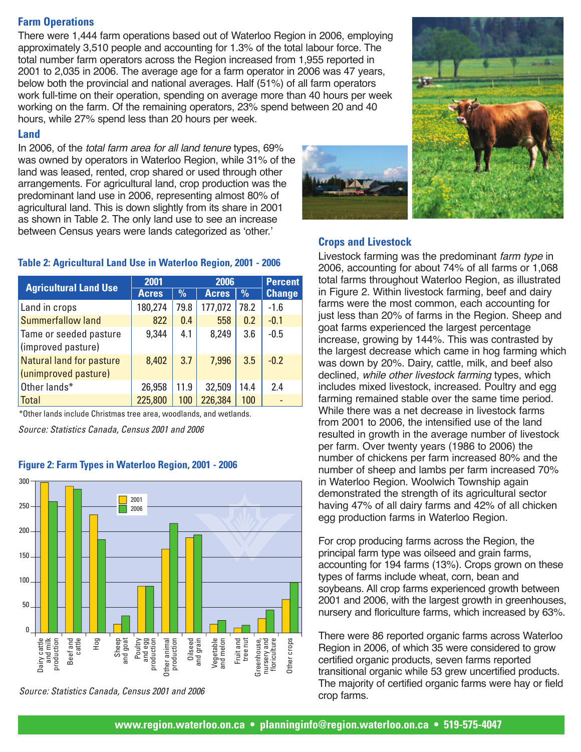## Farm Operations

There were 1,444 farm operations based out of Waterloo Region in 2006, employing approximately 3,510 people and accounting for 1.3% of the total labour force. The total number farm operators across the Region increased from 1,955 reported in 2001 to 2,035 in 2006. The average age for a farm operator in 2006 was 47 years, below both the provincial and national averages. Half (51%) of all farm operators work full-time on their operation, spending on average more than 40 hours per week working on the farm. Of the remaining operators, 23% spend between 20 and 40 hours, while 27% spend less than 20 hours per week.

## Land

In 2006, of the *total farm area for all land tenure* types, 69% was owned by operators in Waterloo Region, while 31% of the land was leased, rented, crop shared or used through other arrangements. For agricultural land, crop production was the predominant land use in 2006, representing almost 80% of agricultural land. This is down slightly from its share in 2001 as shown in Table 2. The only land use to see an increase between Census years were lands categorized as 'other.'

**Table 2: Agricultural Land Use in Waterloo Region, 2001 - 2006**

| Agricultural Land Use | 2001 | | 2006 | | Percent Change |
|---|---|---|---|---|---|
| | Acres | % | Acres | % | |
| Land in crops | 180,274 | 79.8 | 177,072 | 78.2 | -1.6 |
| Summerfallow land | 822 | 0.4 | 558 | 0.2 | -0.1 |
| Tame or seeded pasture (improved pasture) | 9,344 | 4.1 | 8,249 | 3.6 | -0.5 |
| Natural land for pasture (unimproved pasture) | 8,402 | 3.7 | 7,996 | 3.5 | -0.2 |
| Other lands* | 26,958 | 11.9 | 32,509 | 14.4 | 2.4 |
| Total | 225,800 | 100 | 226,384 | 100 | - |

*Other lands include Christmas tree area, woodlands, and wetlands.

*Source: Statistics Canada, Census 2001 and 2006*

**Figure 2: Farm Types in Waterloo Region, 2001 - 2006**

*Source: Statistics Canada, Census 2001 and 2006*

## Crops and Livestock

Livestock farming was the predominant *farm type* in 2006, accounting for about 74% of all farms or 1,068 total farms throughout Waterloo Region, as illustrated in Figure 2. Within livestock farming, beef and dairy farms were the most common, each accounting for just less than 20% of farms in the Region. Sheep and goat farms experienced the largest percentage increase, growing by 144%. This was contrasted by the largest decrease which came in hog farming which was down by 20%. Dairy, cattle, milk, and beef also declined, *while other livestock farming* types, which includes mixed livestock, increased. Poultry and egg farming remained stable over the same time period. While there was a net decrease in livestock farms from 2001 to 2006, the intensified use of the land resulted in growth in the average number of livestock per farm. Over twenty years (1986 to 2006) the number of chickens per farm increased 80% and the number of sheep and lambs per farm increased 70% in Waterloo Region. Woolwich Township again demonstrated the strength of its agricultural sector having 47% of all dairy farms and 42% of all chicken egg production farms in Waterloo Region.

For crop producing farms across the Region, the principal farm type was oilseed and grain farms, accounting for 194 farms (13%). Crops grown on these types of farms include wheat, corn, bean and soybeans. All crop farms experienced growth between 2001 and 2006, with the largest growth in greenhouses, nursery and floriculture farms, which increased by 63%.

There were 86 reported organic farms across Waterloo Region in 2006, of which 35 were considered to grow certified organic products, seven farms reported transitional organic while 53 grew uncertified products. The majority of certified organic farms were hay or field crop farms.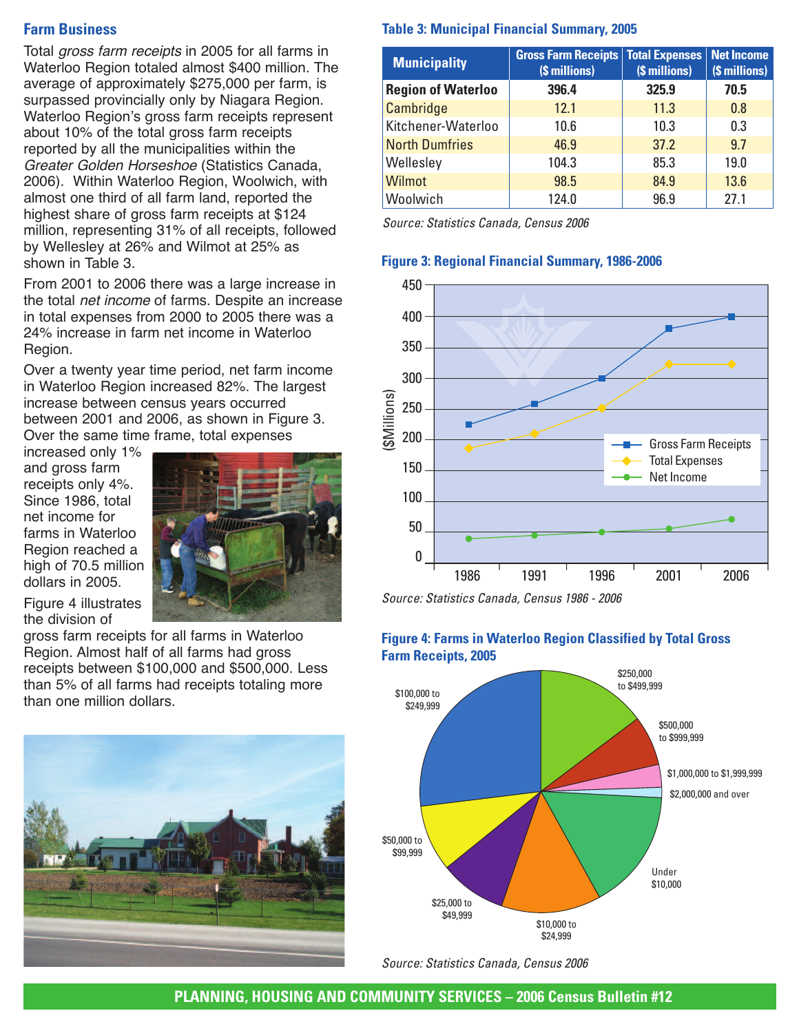## Farm Business

Total *gross farm receipts* in 2005 for all farms in Waterloo Region totaled almost $400 million. The average of approximately $275,000 per farm, is surpassed provincially only by Niagara Region. Waterloo Region's gross farm receipts represent about 10% of the total gross farm receipts reported by all the municipalities within the *Greater Golden Horseshoe* (Statistics Canada, 2006). Within Waterloo Region, Woolwich, with almost one third of all farm land, reported the highest share of gross farm receipts at $124 million, representing 31% of all receipts, followed by Wellesley at 26% and Wilmot at 25% as shown in Table 3.

From 2001 to 2006 there was a large increase in the total *net income* of farms. Despite an increase in total expenses from 2000 to 2005 there was a 24% increase in farm net income in Waterloo Region.

Over a twenty year time period, net farm income in Waterloo Region increased 82%. The largest increase between census years occurred between 2001 and 2006, as shown in Figure 3. Over the same time frame, total expenses increased only 1% and gross farm receipts only 4%. Since 1986, total net income for farms in Waterloo Region reached a high of 70.5 million dollars in 2005.

Figure 4 illustrates the division of gross farm receipts for all farms in Waterloo Region. Almost half of all farms had gross receipts between $100,000 and $500,000. Less than 5% of all farms had receipts totaling more than one million dollars.

### Table 3: Municipal Financial Summary, 2005

| Municipality | Gross Farm Receipts ($ millions) | Total Expenses ($ millions) | Net Income ($ millions) |
|---|---|---|---|
| **Region of Waterloo** | **396.4** | **325.9** | **70.5** |
| Cambridge | 12.1 | 11.3 | 0.8 |
| Kitchener-Waterloo | 10.6 | 10.3 | 0.3 |
| North Dumfries | 46.9 | 37.2 | 9.7 |
| Wellesley | 104.3 | 85.3 | 19.0 |
| Wilmot | 98.5 | 84.9 | 13.6 |
| Woolwich | 124.0 | 96.9 | 27.1 |

*Source: Statistics Canada, Census 2006*

### Figure 3: Regional Financial Summary, 1986-2006

*Source: Statistics Canada, Census 1986 - 2006*

### Figure 4: Farms in Waterloo Region Classified by Total Gross Farm Receipts, 2005

*Source: Statistics Canada, Census 2006*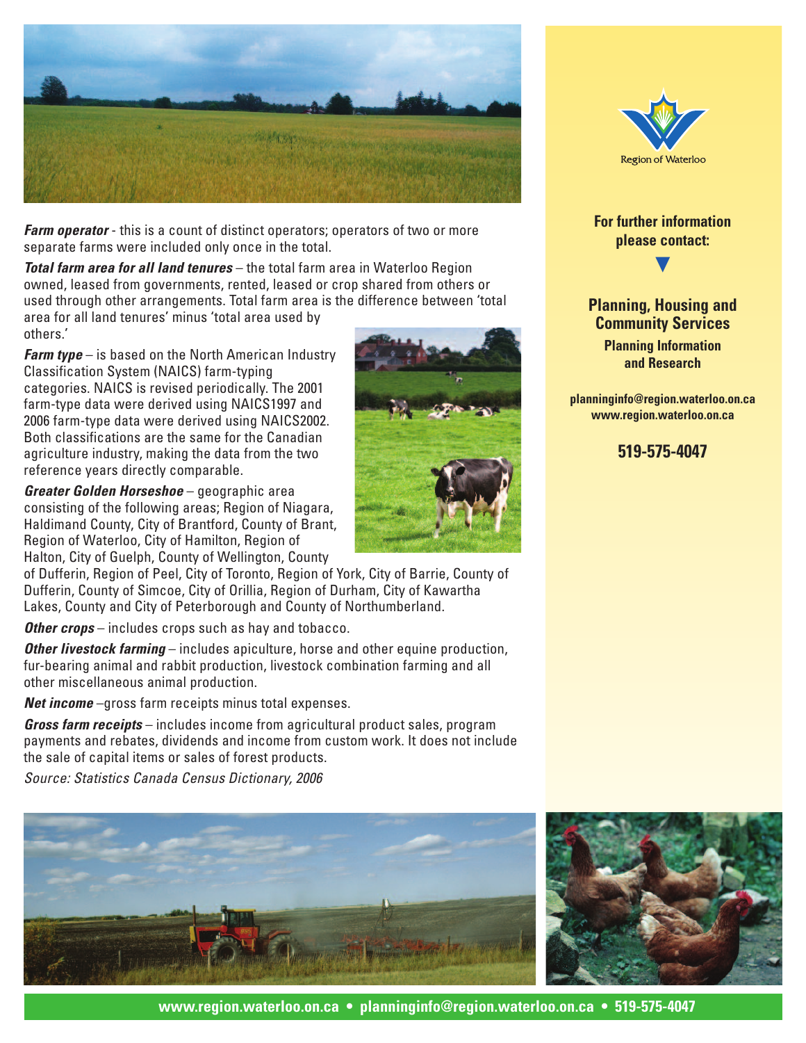**_Farm operator_** - this is a count of distinct operators; operators of two or more separate farms were included only once in the total.

**_Total farm area for all land tenures_** – the total farm area in Waterloo Region owned, leased from governments, rented, leased or crop shared from others or used through other arrangements. Total farm area is the difference between 'total area for all land tenures' minus 'total area used by others.'

**_Farm type_** – is based on the North American Industry Classification System (NAICS) farm-typing categories. NAICS is revised periodically. The 2001 farm-type data were derived using NAICS1997 and 2006 farm-type data were derived using NAICS2002. Both classifications are the same for the Canadian agriculture industry, making the data from the two reference years directly comparable.

**_Greater Golden Horseshoe_** – geographic area consisting of the following areas; Region of Niagara, Haldimand County, City of Brantford, County of Brant, Region of Waterloo, City of Hamilton, Region of Halton, City of Guelph, County of Wellington, County of Dufferin, Region of Peel, City of Toronto, Region of York, City of Barrie, County of Dufferin, County of Simcoe, City of Orillia, Region of Durham, City of Kawartha Lakes, County and City of Peterborough and County of Northumberland.

**_Other crops_** – includes crops such as hay and tobacco.

**_Other livestock farming_** – includes apiculture, horse and other equine production, fur-bearing animal and rabbit production, livestock combination farming and all other miscellaneous animal production.

**_Net income_** –gross farm receipts minus total expenses.

**_Gross farm receipts_** – includes income from agricultural product sales, program payments and rebates, dividends and income from custom work. It does not include the sale of capital items or sales of forest products.

*Source: Statistics Canada Census Dictionary, 2006*

Region of Waterloo

**For further information please contact:**

**Planning, Housing and Community Services**

**Planning Information and Research**

**planninginfo@region.waterloo.on.ca**
**www.region.waterloo.on.ca**

**519-575-4047**

**www.region.waterloo.on.ca • planninginfo@region.waterloo.on.ca • 519-575-4047**